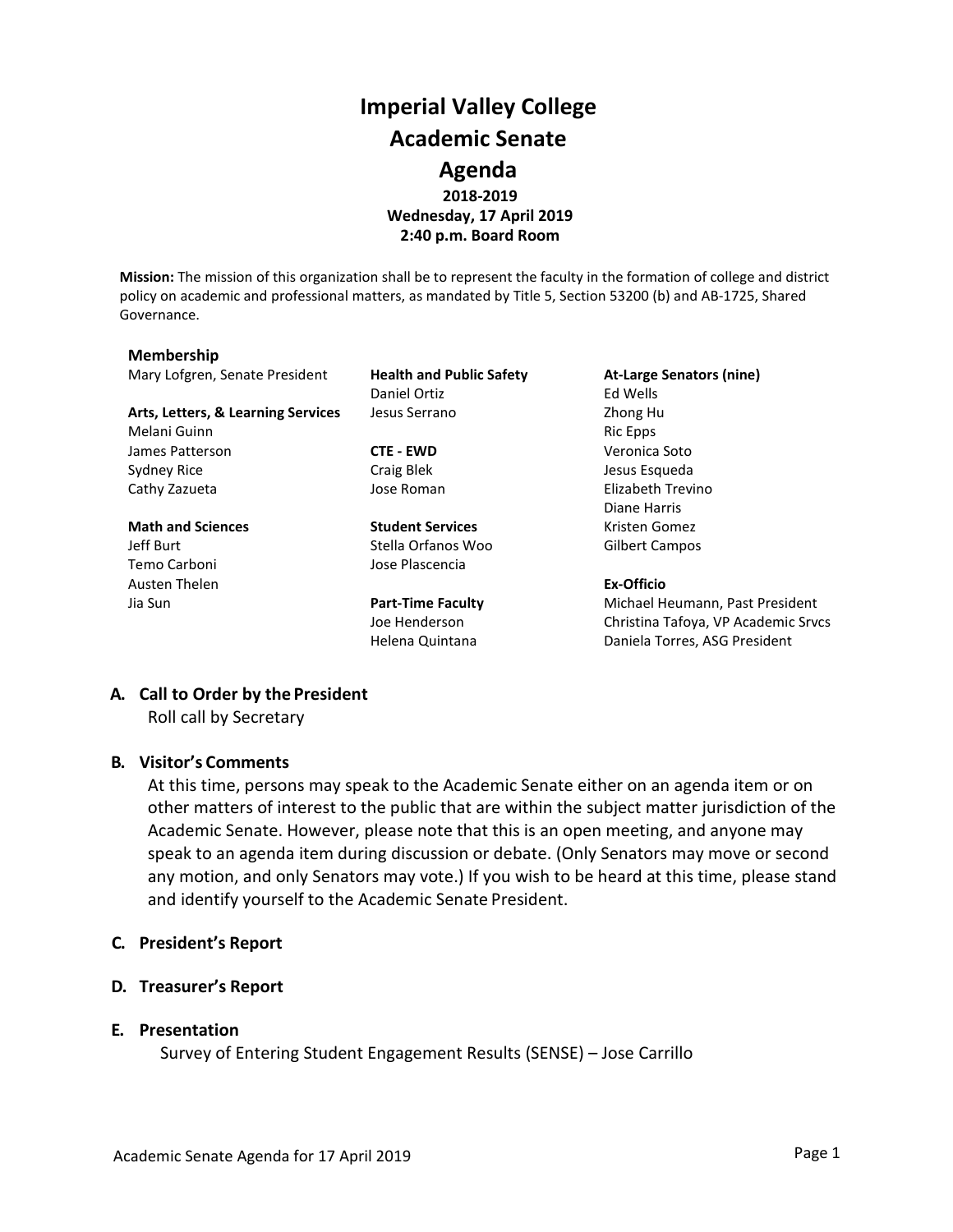# Imperial Valley College
# Academic Senate
# Agenda

**2018-2019**
**Wednesday, 17 April 2019**
**2:40 p.m. Board Room**

**Mission:** The mission of this organization shall be to represent the faculty in the formation of college and district policy on academic and professional matters, as mandated by Title 5, Section 53200 (b) and AB-1725, Shared Governance.

**Membership**

Mary Lofgren, Senate President

**Arts, Letters, & Learning Services**
Melani Guinn
James Patterson
Sydney Rice
Cathy Zazueta

**Math and Sciences**
Jeff Burt
Temo Carboni
Austen Thelen
Jia Sun

**Health and Public Safety**
Daniel Ortiz
Jesus Serrano

**CTE - EWD**
Craig Blek
Jose Roman

**Student Services**
Stella Orfanos Woo
Jose Plascencia

**Part-Time Faculty**
Joe Henderson
Helena Quintana

**At-Large Senators (nine)**
Ed Wells
Zhong Hu
Ric Epps
Veronica Soto
Jesus Esqueda
Elizabeth Trevino
Diane Harris
Kristen Gomez
Gilbert Campos

**Ex-Officio**
Michael Heumann, Past President
Christina Tafoya, VP Academic Srvcs
Daniela Torres, ASG President

## A. Call to Order by the President

Roll call by Secretary

## B. Visitor's Comments

At this time, persons may speak to the Academic Senate either on an agenda item or on other matters of interest to the public that are within the subject matter jurisdiction of the Academic Senate. However, please note that this is an open meeting, and anyone may speak to an agenda item during discussion or debate. (Only Senators may move or second any motion, and only Senators may vote.) If you wish to be heard at this time, please stand and identify yourself to the Academic Senate President.

## C. President's Report

## D. Treasurer's Report

## E. Presentation

Survey of Entering Student Engagement Results (SENSE) – Jose Carrillo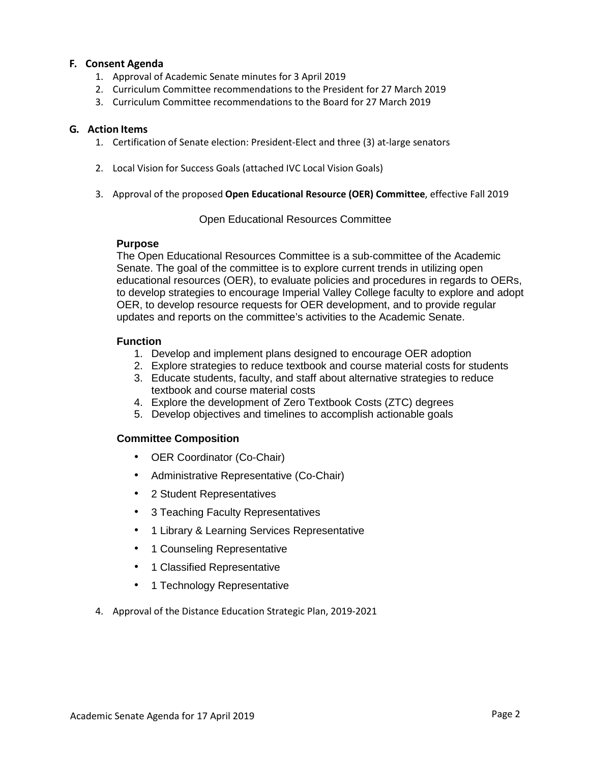## F. Consent Agenda

1. Approval of Academic Senate minutes for 3 April 2019
2. Curriculum Committee recommendations to the President for 27 March 2019
3. Curriculum Committee recommendations to the Board for 27 March 2019

## G. Action Items

1. Certification of Senate election: President-Elect and three (3) at-large senators
2. Local Vision for Success Goals (attached IVC Local Vision Goals)
3. Approval of the proposed **Open Educational Resource (OER) Committee**, effective Fall 2019

Open Educational Resources Committee

**Purpose**

The Open Educational Resources Committee is a sub-committee of the Academic Senate. The goal of the committee is to explore current trends in utilizing open educational resources (OER), to evaluate policies and procedures in regards to OERs, to develop strategies to encourage Imperial Valley College faculty to explore and adopt OER, to develop resource requests for OER development, and to provide regular updates and reports on the committee's activities to the Academic Senate.

**Function**

1. Develop and implement plans designed to encourage OER adoption
2. Explore strategies to reduce textbook and course material costs for students
3. Educate students, faculty, and staff about alternative strategies to reduce textbook and course material costs
4. Explore the development of Zero Textbook Costs (ZTC) degrees
5. Develop objectives and timelines to accomplish actionable goals

**Committee Composition**

- OER Coordinator (Co-Chair)
- Administrative Representative (Co-Chair)
- 2 Student Representatives
- 3 Teaching Faculty Representatives
- 1 Library & Learning Services Representative
- 1 Counseling Representative
- 1 Classified Representative
- 1 Technology Representative

4. Approval of the Distance Education Strategic Plan, 2019-2021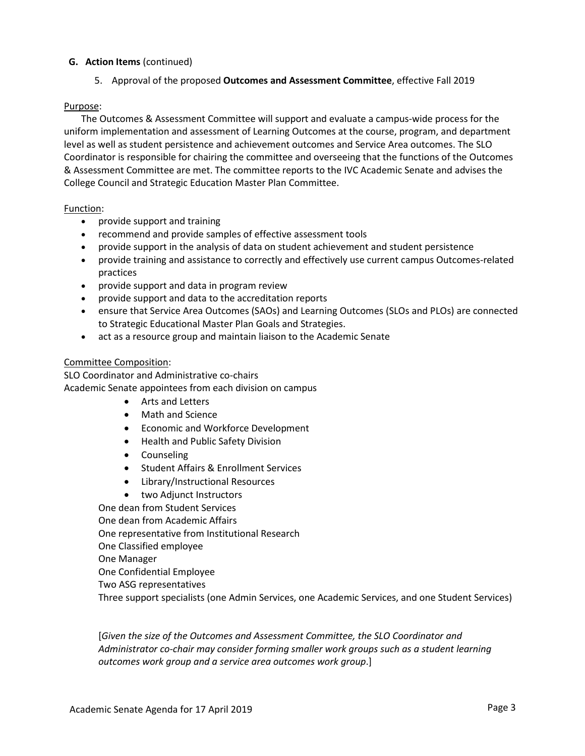**G. Action Items** (continued)

5. Approval of the proposed **Outcomes and Assessment Committee**, effective Fall 2019

Purpose:

The Outcomes & Assessment Committee will support and evaluate a campus-wide process for the uniform implementation and assessment of Learning Outcomes at the course, program, and department level as well as student persistence and achievement outcomes and Service Area outcomes. The SLO Coordinator is responsible for chairing the committee and overseeing that the functions of the Outcomes & Assessment Committee are met. The committee reports to the IVC Academic Senate and advises the College Council and Strategic Education Master Plan Committee.

Function:

- provide support and training
- recommend and provide samples of effective assessment tools
- provide support in the analysis of data on student achievement and student persistence
- provide training and assistance to correctly and effectively use current campus Outcomes-related practices
- provide support and data in program review
- provide support and data to the accreditation reports
- ensure that Service Area Outcomes (SAOs) and Learning Outcomes (SLOs and PLOs) are connected to Strategic Educational Master Plan Goals and Strategies.
- act as a resource group and maintain liaison to the Academic Senate

Committee Composition:

SLO Coordinator and Administrative co-chairs
Academic Senate appointees from each division on campus

- Arts and Letters
- Math and Science
- Economic and Workforce Development
- Health and Public Safety Division
- Counseling
- Student Affairs & Enrollment Services
- Library/Instructional Resources
- two Adjunct Instructors

One dean from Student Services
One dean from Academic Affairs
One representative from Institutional Research
One Classified employee
One Manager
One Confidential Employee
Two ASG representatives
Three support specialists (one Admin Services, one Academic Services, and one Student Services)

[*Given the size of the Outcomes and Assessment Committee, the SLO Coordinator and Administrator co-chair may consider forming smaller work groups such as a student learning outcomes work group and a service area outcomes work group*.]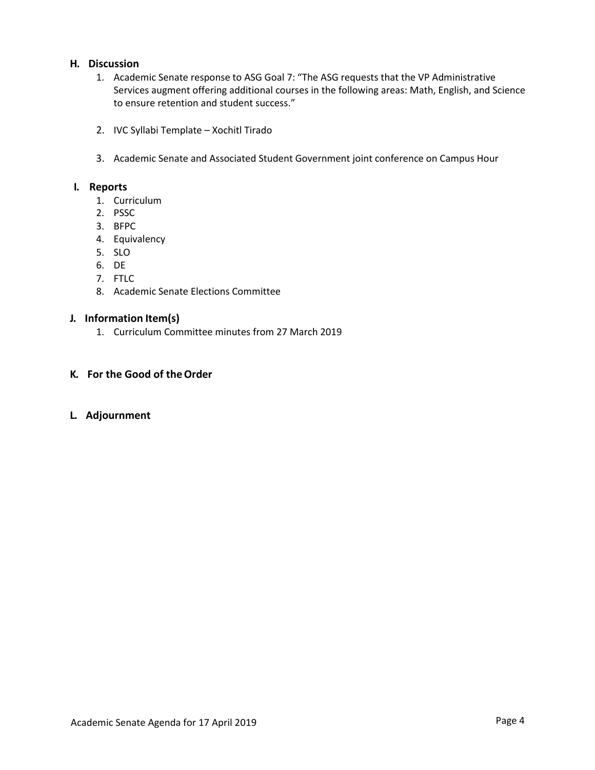## H. Discussion

1. Academic Senate response to ASG Goal 7: "The ASG requests that the VP Administrative Services augment offering additional courses in the following areas: Math, English, and Science to ensure retention and student success."

2. IVC Syllabi Template – Xochitl Tirado

3. Academic Senate and Associated Student Government joint conference on Campus Hour

## I. Reports

1. Curriculum
2. PSSC
3. BFPC
4. Equivalency
5. SLO
6. DE
7. FTLC
8. Academic Senate Elections Committee

## J. Information Item(s)

1. Curriculum Committee minutes from 27 March 2019

## K. For the Good of the Order

## L. Adjournment